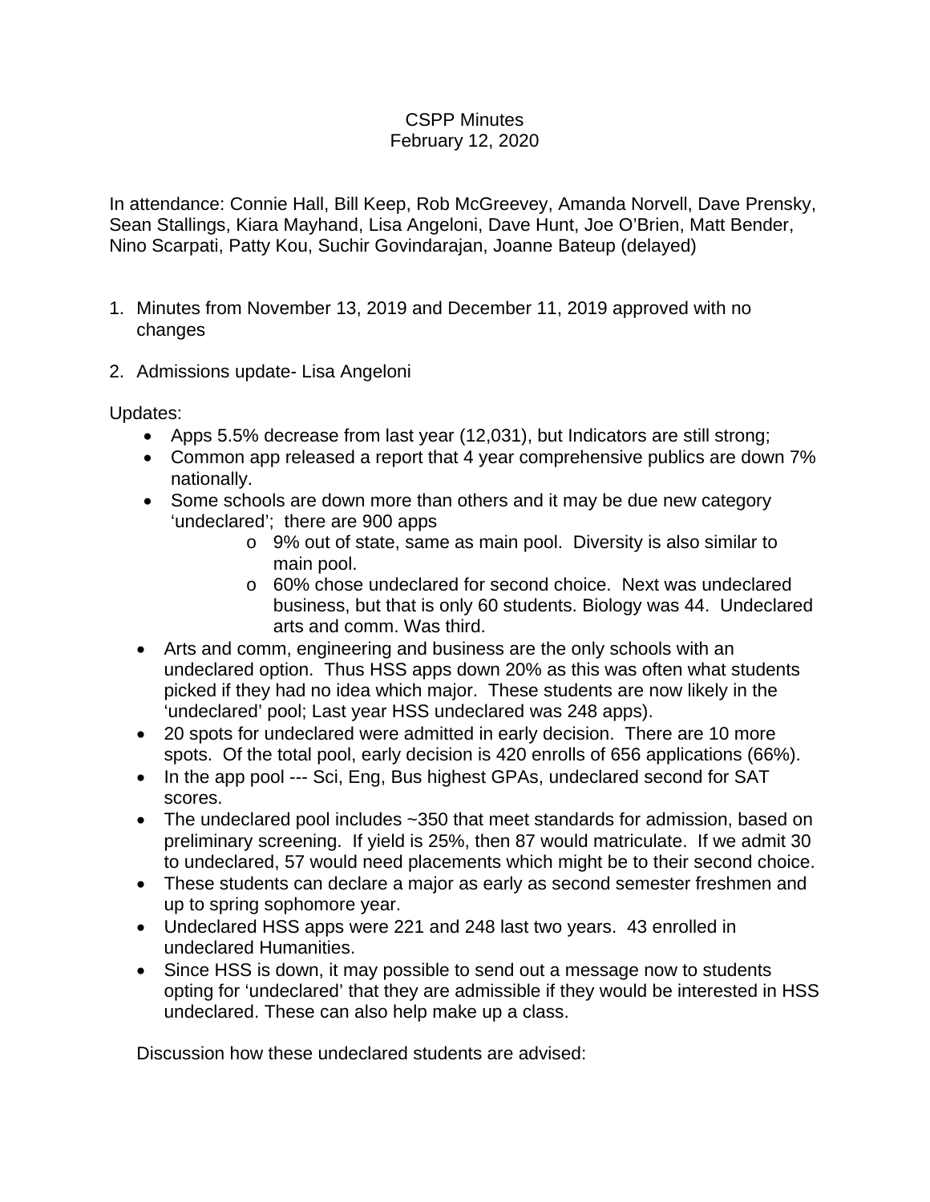CSPP Minutes
February 12, 2020

In attendance: Connie Hall, Bill Keep, Rob McGreevey, Amanda Norvell, Dave Prensky, Sean Stallings, Kiara Mayhand, Lisa Angeloni, Dave Hunt, Joe O'Brien, Matt Bender, Nino Scarpati, Patty Kou, Suchir Govindarajan, Joanne Bateup (delayed)

1. Minutes from November 13, 2019 and December 11, 2019 approved with no changes

2. Admissions update- Lisa Angeloni

Updates:

- Apps 5.5% decrease from last year (12,031), but Indicators are still strong;
- Common app released a report that 4 year comprehensive publics are down 7% nationally.
- Some schools are down more than others and it may be due new category 'undeclared'; there are 900 apps
  - 9% out of state, same as main pool. Diversity is also similar to main pool.
  - 60% chose undeclared for second choice. Next was undeclared business, but that is only 60 students. Biology was 44. Undeclared arts and comm. Was third.
- Arts and comm, engineering and business are the only schools with an undeclared option. Thus HSS apps down 20% as this was often what students picked if they had no idea which major. These students are now likely in the 'undeclared' pool; Last year HSS undeclared was 248 apps).
- 20 spots for undeclared were admitted in early decision. There are 10 more spots. Of the total pool, early decision is 420 enrolls of 656 applications (66%).
- In the app pool --- Sci, Eng, Bus highest GPAs, undeclared second for SAT scores.
- The undeclared pool includes ~350 that meet standards for admission, based on preliminary screening. If yield is 25%, then 87 would matriculate. If we admit 30 to undeclared, 57 would need placements which might be to their second choice.
- These students can declare a major as early as second semester freshmen and up to spring sophomore year.
- Undeclared HSS apps were 221 and 248 last two years. 43 enrolled in undeclared Humanities.
- Since HSS is down, it may possible to send out a message now to students opting for 'undeclared' that they are admissible if they would be interested in HSS undeclared. These can also help make up a class.

Discussion how these undeclared students are advised: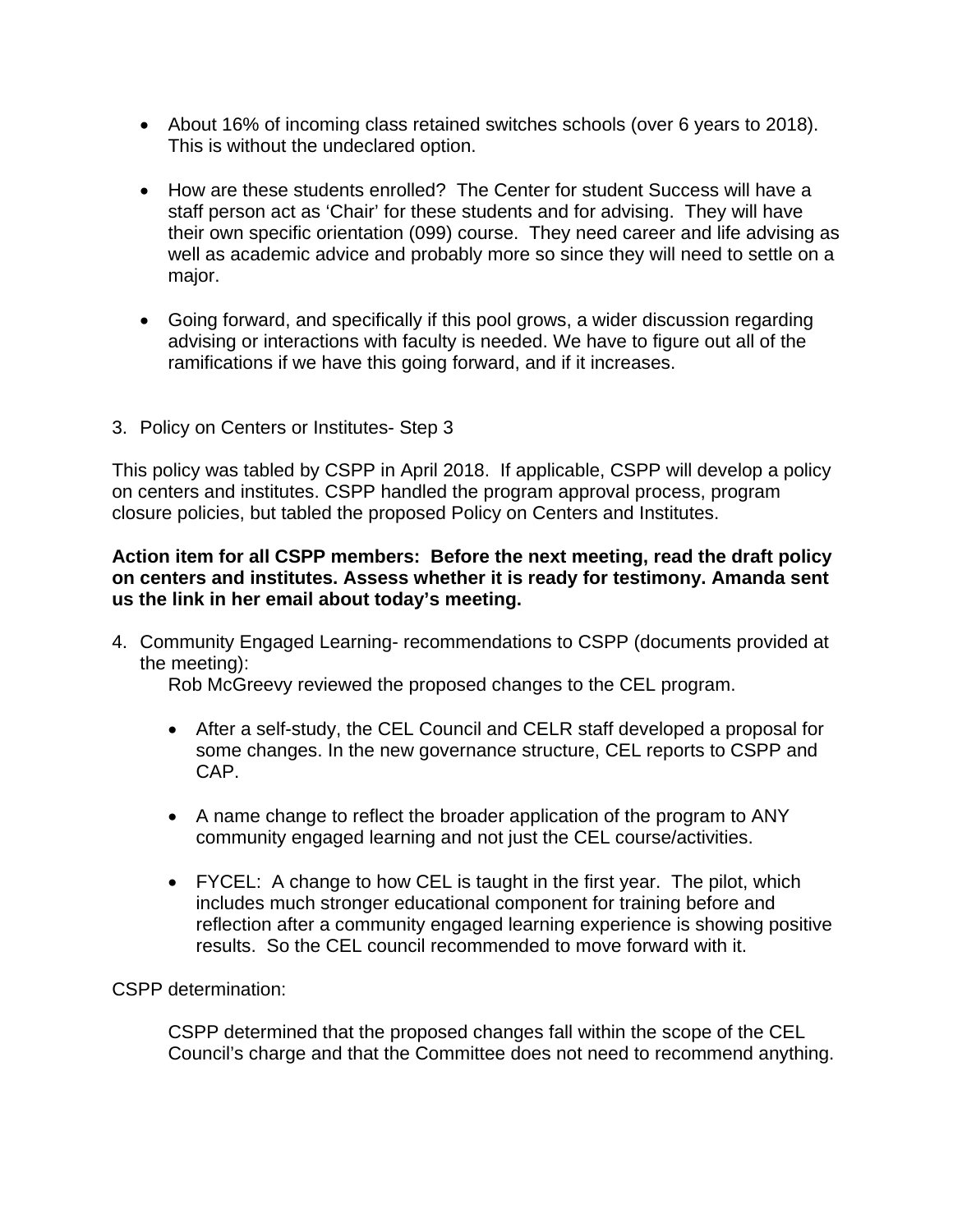- About 16% of incoming class retained switches schools (over 6 years to 2018). This is without the undeclared option.

- How are these students enrolled? The Center for student Success will have a staff person act as 'Chair' for these students and for advising. They will have their own specific orientation (099) course. They need career and life advising as well as academic advice and probably more so since they will need to settle on a major.

- Going forward, and specifically if this pool grows, a wider discussion regarding advising or interactions with faculty is needed. We have to figure out all of the ramifications if we have this going forward, and if it increases.

3. Policy on Centers or Institutes- Step 3

This policy was tabled by CSPP in April 2018. If applicable, CSPP will develop a policy on centers and institutes. CSPP handled the program approval process, program closure policies, but tabled the proposed Policy on Centers and Institutes.

**Action item for all CSPP members: Before the next meeting, read the draft policy on centers and institutes. Assess whether it is ready for testimony. Amanda sent us the link in her email about today's meeting.**

4. Community Engaged Learning- recommendations to CSPP (documents provided at the meeting):

   Rob McGreevy reviewed the proposed changes to the CEL program.

   - After a self-study, the CEL Council and CELR staff developed a proposal for some changes. In the new governance structure, CEL reports to CSPP and CAP.

   - A name change to reflect the broader application of the program to ANY community engaged learning and not just the CEL course/activities.

   - FYCEL: A change to how CEL is taught in the first year. The pilot, which includes much stronger educational component for training before and reflection after a community engaged learning experience is showing positive results. So the CEL council recommended to move forward with it.

CSPP determination:

CSPP determined that the proposed changes fall within the scope of the CEL Council's charge and that the Committee does not need to recommend anything.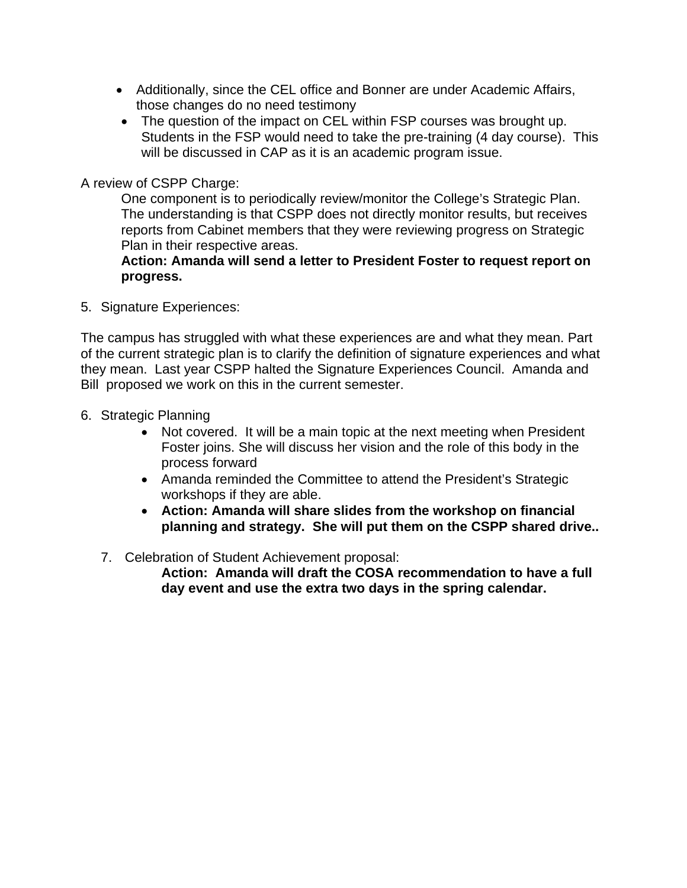- Additionally, since the CEL office and Bonner are under Academic Affairs, those changes do no need testimony
- The question of the impact on CEL within FSP courses was brought up. Students in the FSP would need to take the pre-training (4 day course). This will be discussed in CAP as it is an academic program issue.

A review of CSPP Charge:

One component is to periodically review/monitor the College's Strategic Plan. The understanding is that CSPP does not directly monitor results, but receives reports from Cabinet members that they were reviewing progress on Strategic Plan in their respective areas.
**Action: Amanda will send a letter to President Foster to request report on progress.**

5. Signature Experiences:

The campus has struggled with what these experiences are and what they mean. Part of the current strategic plan is to clarify the definition of signature experiences and what they mean. Last year CSPP halted the Signature Experiences Council. Amanda and Bill proposed we work on this in the current semester.

6. Strategic Planning
   - Not covered. It will be a main topic at the next meeting when President Foster joins. She will discuss her vision and the role of this body in the process forward
   - Amanda reminded the Committee to attend the President's Strategic workshops if they are able.
   - **Action: Amanda will share slides from the workshop on financial planning and strategy. She will put them on the CSPP shared drive..**

7. Celebration of Student Achievement proposal:

   **Action: Amanda will draft the COSA recommendation to have a full day event and use the extra two days in the spring calendar.**